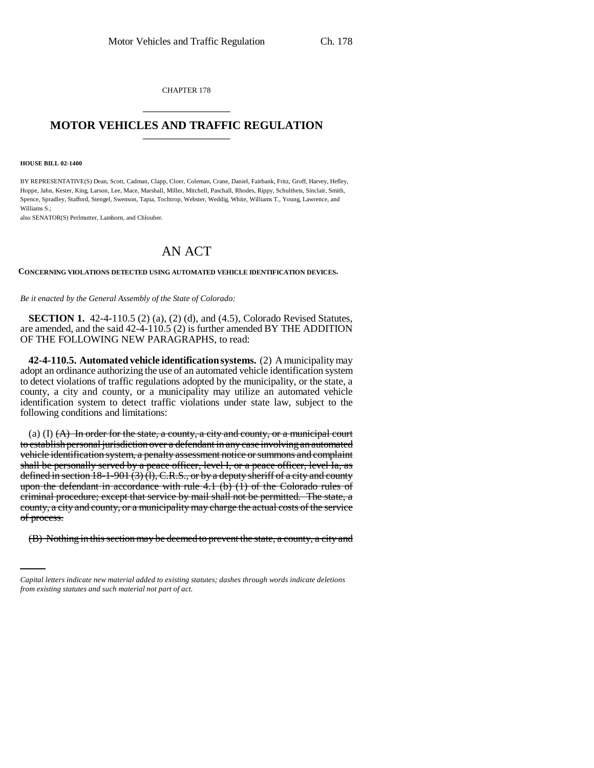CHAPTER 178

# MOTOR VEHICLES AND TRAFFIC REGULATION

**HOUSE BILL 02-1400**

BY REPRESENTATIVE(S) Dean, Scott, Cadman, Clapp, Cloer, Coleman, Crane, Daniel, Fairbank, Fritz, Groff, Harvey, Hefley, Hoppe, Jahn, Kester, King, Larson, Lee, Mace, Marshall, Miller, Mitchell, Paschall, Rhodes, Rippy, Schultheis, Sinclair, Smith, Spence, Spradley, Stafford, Stengel, Swenson, Tapia, Tochtrop, Webster, Weddig, White, Williams T., Young, Lawrence, and Williams S.;
also SENATOR(S) Perlmutter, Lamborn, and Chlouber.

# AN ACT

**CONCERNING VIOLATIONS DETECTED USING AUTOMATED VEHICLE IDENTIFICATION DEVICES.**

*Be it enacted by the General Assembly of the State of Colorado:*

**SECTION 1.** 42-4-110.5 (2) (a), (2) (d), and (4.5), Colorado Revised Statutes, are amended, and the said 42-4-110.5 (2) is further amended BY THE ADDITION OF THE FOLLOWING NEW PARAGRAPHS, to read:

**42-4-110.5. Automated vehicle identification systems.** (2) A municipality may adopt an ordinance authorizing the use of an automated vehicle identification system to detect violations of traffic regulations adopted by the municipality, or the state, a county, a city and county, or a municipality may utilize an automated vehicle identification system to detect traffic violations under state law, subject to the following conditions and limitations:

(a) (I) ~~(A) In order for the state, a county, a city and county, or a municipal court to establish personal jurisdiction over a defendant in any case involving an automated vehicle identification system, a penalty assessment notice or summons and complaint shall be personally served by a peace officer, level I, or a peace officer, level Ia, as defined in section 18-1-901 (3) (l), C.R.S., or by a deputy sheriff of a city and county upon the defendant in accordance with rule 4.1 (b) (1) of the Colorado rules of criminal procedure; except that service by mail shall not be permitted. The state, a county, a city and county, or a municipality may charge the actual costs of the service of process.~~

~~(B) Nothing in this section may be deemed to prevent the state, a county, a city and~~

*Capital letters indicate new material added to existing statutes; dashes through words indicate deletions from existing statutes and such material not part of act.*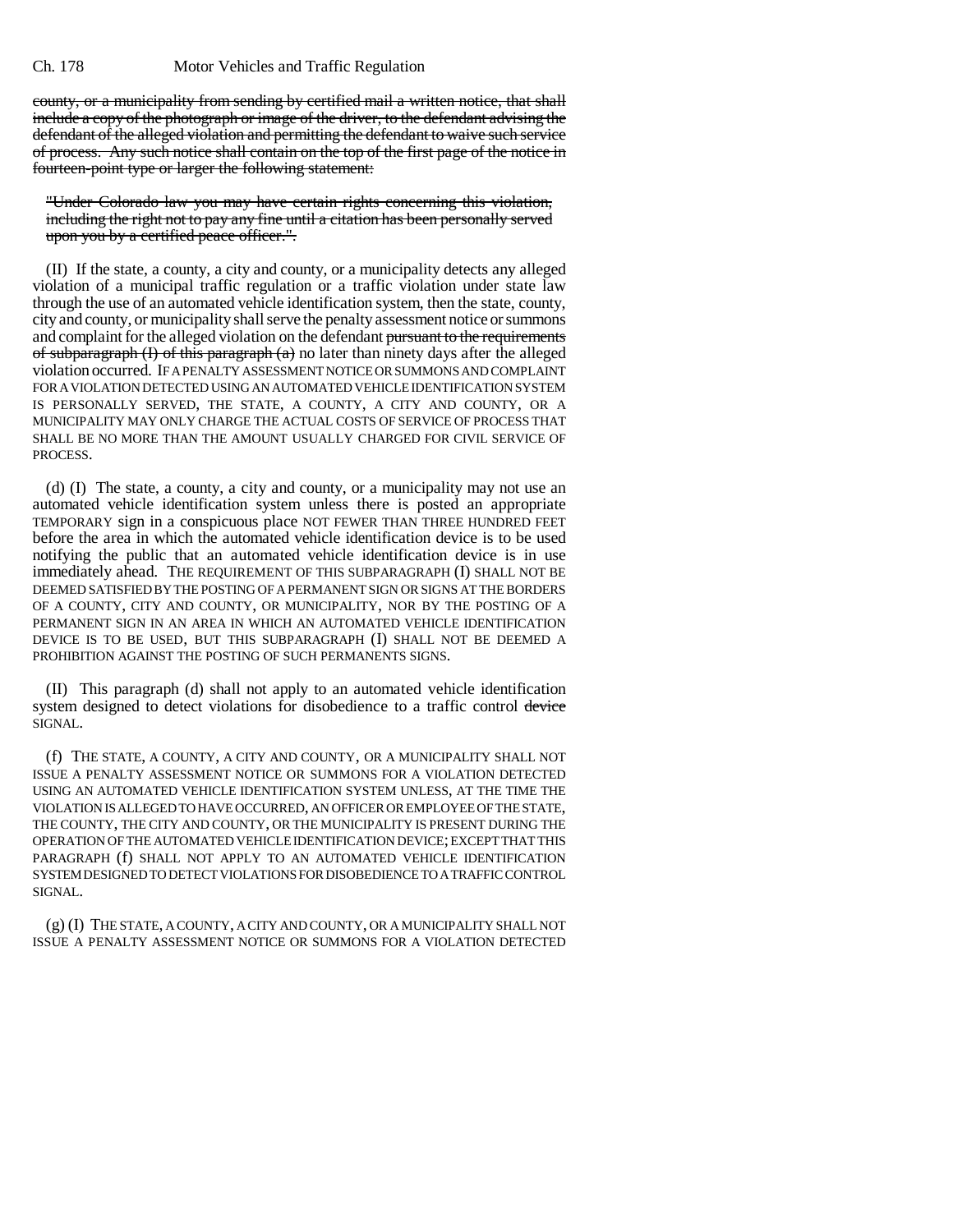county, or a municipality from sending by certified mail a written notice, that shall include a copy of the photograph or image of the driver, to the defendant advising the defendant of the alleged violation and permitting the defendant to waive such service of process. Any such notice shall contain on the top of the first page of the notice in fourteen-point type or larger the following statement:

"Under Colorado law you may have certain rights concerning this violation, including the right not to pay any fine until a citation has been personally served upon you by a certified peace officer.".

(II) If the state, a county, a city and county, or a municipality detects any alleged violation of a municipal traffic regulation or a traffic violation under state law through the use of an automated vehicle identification system, then the state, county, city and county, or municipality shall serve the penalty assessment notice or summons and complaint for the alleged violation on the defendant pursuant to the requirements of subparagraph (I) of this paragraph (a) no later than ninety days after the alleged violation occurred. IF A PENALTY ASSESSMENT NOTICE OR SUMMONS AND COMPLAINT FOR A VIOLATION DETECTED USING AN AUTOMATED VEHICLE IDENTIFICATION SYSTEM IS PERSONALLY SERVED, THE STATE, A COUNTY, A CITY AND COUNTY, OR A MUNICIPALITY MAY ONLY CHARGE THE ACTUAL COSTS OF SERVICE OF PROCESS THAT SHALL BE NO MORE THAN THE AMOUNT USUALLY CHARGED FOR CIVIL SERVICE OF PROCESS.

(d) (I) The state, a county, a city and county, or a municipality may not use an automated vehicle identification system unless there is posted an appropriate TEMPORARY sign in a conspicuous place NOT FEWER THAN THREE HUNDRED FEET before the area in which the automated vehicle identification device is to be used notifying the public that an automated vehicle identification device is in use immediately ahead. THE REQUIREMENT OF THIS SUBPARAGRAPH (I) SHALL NOT BE DEEMED SATISFIED BY THE POSTING OF A PERMANENT SIGN OR SIGNS AT THE BORDERS OF A COUNTY, CITY AND COUNTY, OR MUNICIPALITY, NOR BY THE POSTING OF A PERMANENT SIGN IN AN AREA IN WHICH AN AUTOMATED VEHICLE IDENTIFICATION DEVICE IS TO BE USED, BUT THIS SUBPARAGRAPH (I) SHALL NOT BE DEEMED A PROHIBITION AGAINST THE POSTING OF SUCH PERMANENTS SIGNS.

(II) This paragraph (d) shall not apply to an automated vehicle identification system designed to detect violations for disobedience to a traffic control device SIGNAL.

(f) THE STATE, A COUNTY, A CITY AND COUNTY, OR A MUNICIPALITY SHALL NOT ISSUE A PENALTY ASSESSMENT NOTICE OR SUMMONS FOR A VIOLATION DETECTED USING AN AUTOMATED VEHICLE IDENTIFICATION SYSTEM UNLESS, AT THE TIME THE VIOLATION IS ALLEGED TO HAVE OCCURRED, AN OFFICER OR EMPLOYEE OF THE STATE, THE COUNTY, THE CITY AND COUNTY, OR THE MUNICIPALITY IS PRESENT DURING THE OPERATION OF THE AUTOMATED VEHICLE IDENTIFICATION DEVICE; EXCEPT THAT THIS PARAGRAPH (f) SHALL NOT APPLY TO AN AUTOMATED VEHICLE IDENTIFICATION SYSTEM DESIGNED TO DETECT VIOLATIONS FOR DISOBEDIENCE TO A TRAFFIC CONTROL SIGNAL.

(g) (I) THE STATE, A COUNTY, A CITY AND COUNTY, OR A MUNICIPALITY SHALL NOT ISSUE A PENALTY ASSESSMENT NOTICE OR SUMMONS FOR A VIOLATION DETECTED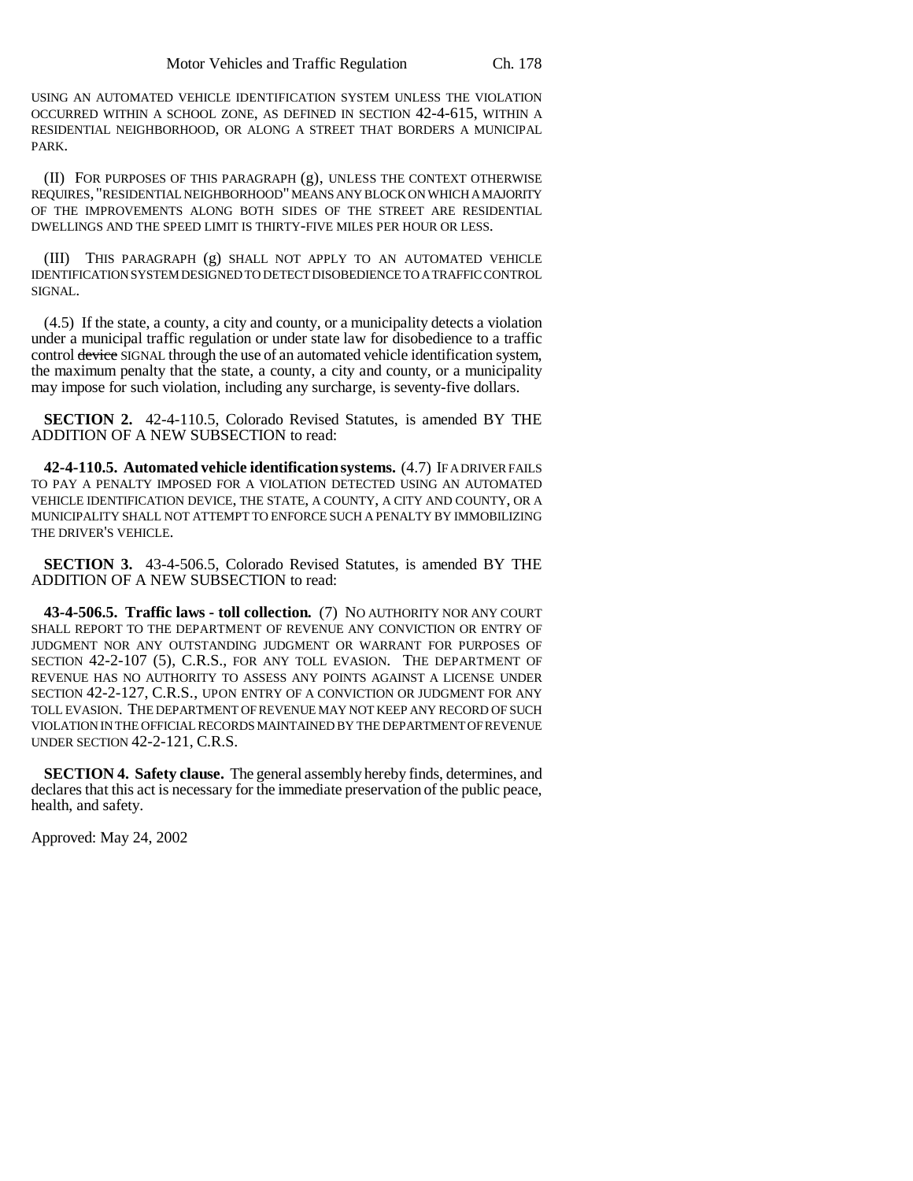USING AN AUTOMATED VEHICLE IDENTIFICATION SYSTEM UNLESS THE VIOLATION OCCURRED WITHIN A SCHOOL ZONE, AS DEFINED IN SECTION 42-4-615, WITHIN A RESIDENTIAL NEIGHBORHOOD, OR ALONG A STREET THAT BORDERS A MUNICIPAL PARK.

(II) FOR PURPOSES OF THIS PARAGRAPH (g), UNLESS THE CONTEXT OTHERWISE REQUIRES, "RESIDENTIAL NEIGHBORHOOD" MEANS ANY BLOCK ON WHICH A MAJORITY OF THE IMPROVEMENTS ALONG BOTH SIDES OF THE STREET ARE RESIDENTIAL DWELLINGS AND THE SPEED LIMIT IS THIRTY-FIVE MILES PER HOUR OR LESS.

(III) THIS PARAGRAPH (g) SHALL NOT APPLY TO AN AUTOMATED VEHICLE IDENTIFICATION SYSTEM DESIGNED TO DETECT DISOBEDIENCE TO A TRAFFIC CONTROL SIGNAL.

(4.5) If the state, a county, a city and county, or a municipality detects a violation under a municipal traffic regulation or under state law for disobedience to a traffic control ~~device~~ SIGNAL through the use of an automated vehicle identification system, the maximum penalty that the state, a county, a city and county, or a municipality may impose for such violation, including any surcharge, is seventy-five dollars.

**SECTION 2.** 42-4-110.5, Colorado Revised Statutes, is amended BY THE ADDITION OF A NEW SUBSECTION to read:

**42-4-110.5. Automated vehicle identification systems.** (4.7) IF A DRIVER FAILS TO PAY A PENALTY IMPOSED FOR A VIOLATION DETECTED USING AN AUTOMATED VEHICLE IDENTIFICATION DEVICE, THE STATE, A COUNTY, A CITY AND COUNTY, OR A MUNICIPALITY SHALL NOT ATTEMPT TO ENFORCE SUCH A PENALTY BY IMMOBILIZING THE DRIVER'S VEHICLE.

**SECTION 3.** 43-4-506.5, Colorado Revised Statutes, is amended BY THE ADDITION OF A NEW SUBSECTION to read:

**43-4-506.5. Traffic laws - toll collection.** (7) NO AUTHORITY NOR ANY COURT SHALL REPORT TO THE DEPARTMENT OF REVENUE ANY CONVICTION OR ENTRY OF JUDGMENT NOR ANY OUTSTANDING JUDGMENT OR WARRANT FOR PURPOSES OF SECTION 42-2-107 (5), C.R.S., FOR ANY TOLL EVASION. THE DEPARTMENT OF REVENUE HAS NO AUTHORITY TO ASSESS ANY POINTS AGAINST A LICENSE UNDER SECTION 42-2-127, C.R.S., UPON ENTRY OF A CONVICTION OR JUDGMENT FOR ANY TOLL EVASION. THE DEPARTMENT OF REVENUE MAY NOT KEEP ANY RECORD OF SUCH VIOLATION IN THE OFFICIAL RECORDS MAINTAINED BY THE DEPARTMENT OF REVENUE UNDER SECTION 42-2-121, C.R.S.

**SECTION 4. Safety clause.** The general assembly hereby finds, determines, and declares that this act is necessary for the immediate preservation of the public peace, health, and safety.

Approved: May 24, 2002